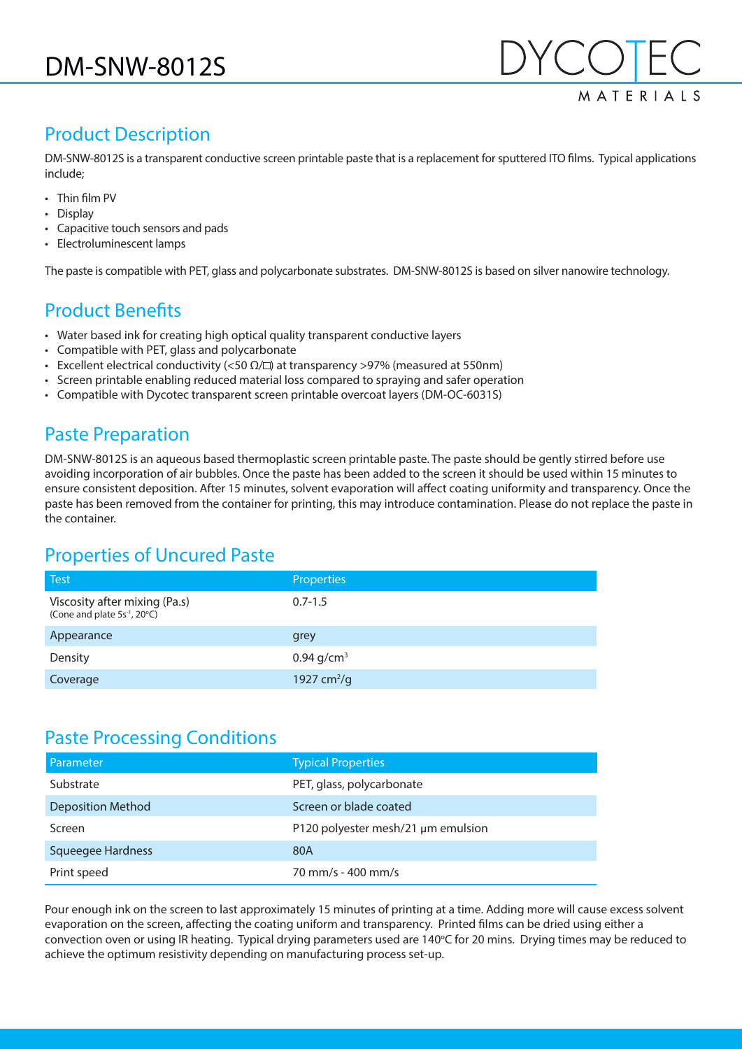# DM-SNW-8012S

DYCOTEC MATERIALS

## Product Description

DM-SNW-8012S is a transparent conductive screen printable paste that is a replacement for sputtered ITO films. Typical applications include;

- Thin film PV
- Display
- Capacitive touch sensors and pads
- Electroluminescent lamps

The paste is compatible with PET, glass and polycarbonate substrates. DM-SNW-8012S is based on silver nanowire technology.

## Product Benefits

- Water based ink for creating high optical quality transparent conductive layers
- Compatible with PET, glass and polycarbonate
- Excellent electrical conductivity (<50 Ω/□) at transparency >97% (measured at 550nm)
- Screen printable enabling reduced material loss compared to spraying and safer operation
- Compatible with Dycotec transparent screen printable overcoat layers (DM-OC-6031S)

## Paste Preparation

DM-SNW-8012S is an aqueous based thermoplastic screen printable paste. The paste should be gently stirred before use avoiding incorporation of air bubbles. Once the paste has been added to the screen it should be used within 15 minutes to ensure consistent deposition. After 15 minutes, solvent evaporation will affect coating uniformity and transparency. Once the paste has been removed from the container for printing, this may introduce contamination. Please do not replace the paste in the container.

## Properties of Uncured Paste

| Test | Properties |
|---|---|
| Viscosity after mixing (Pa.s) (Cone and plate $5s^{-1}$, 20°C) | 0.7-1.5 |
| Appearance | grey |
| Density | 0.94 $g/cm^3$ |
| Coverage | 1927 $cm^2/g$ |

## Paste Processing Conditions

| Parameter | Typical Properties |
|---|---|
| Substrate | PET, glass, polycarbonate |
| Deposition Method | Screen or blade coated |
| Screen | P120 polyester mesh/21 µm emulsion |
| Squeegee Hardness | 80A |
| Print speed | 70 mm/s - 400 mm/s |

Pour enough ink on the screen to last approximately 15 minutes of printing at a time. Adding more will cause excess solvent evaporation on the screen, affecting the coating uniform and transparency. Printed films can be dried using either a convection oven or using IR heating. Typical drying parameters used are 140°C for 20 mins. Drying times may be reduced to achieve the optimum resistivity depending on manufacturing process set-up.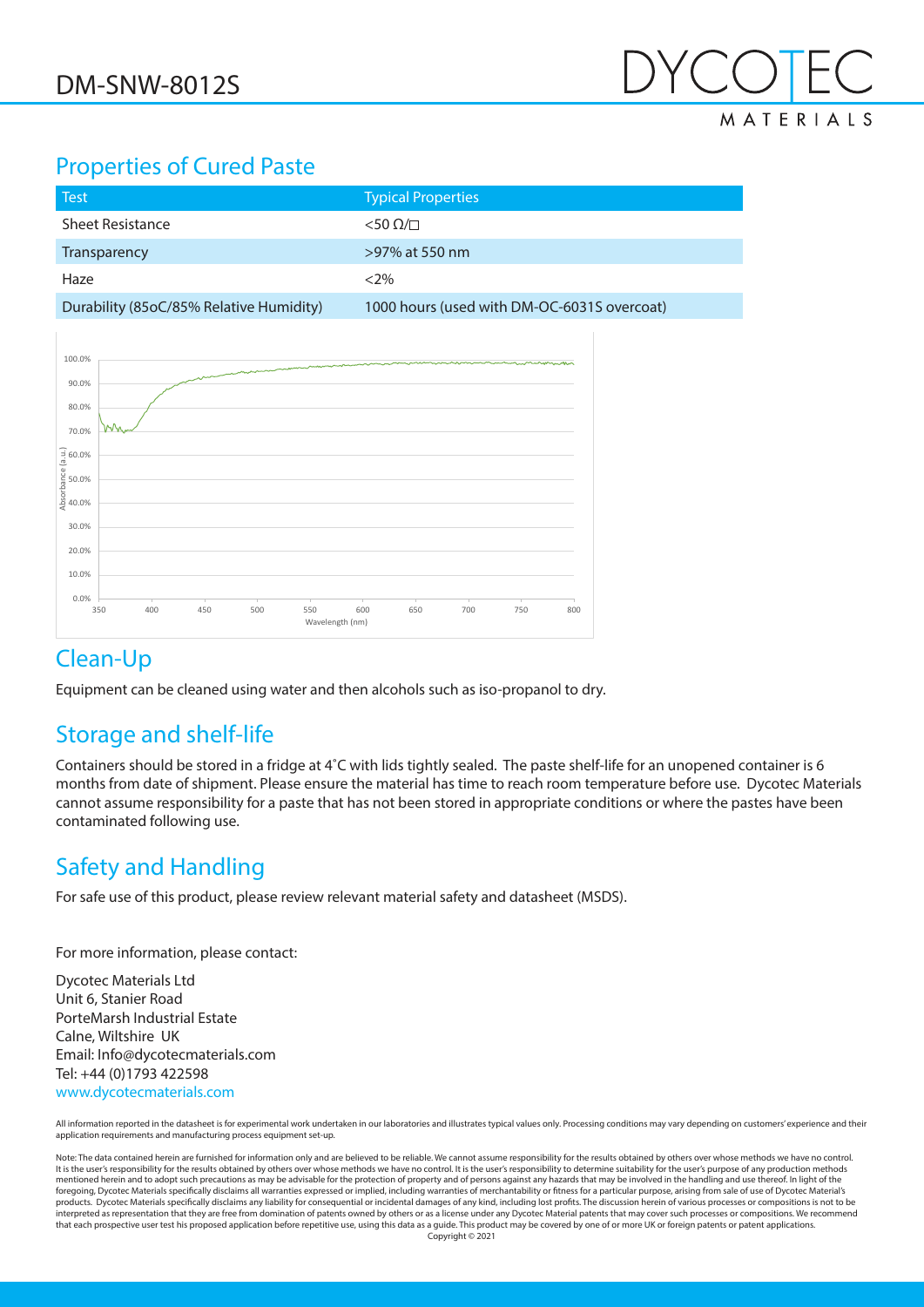## Properties of Cured Paste

| Test | Typical Properties |
|---|---|
| Sheet Resistance | <50 Ω/□ |
| Transparency | >97% at 550 nm |
| Haze | <2% |
| Durability (85oC/85% Relative Humidity) | 1000 hours (used with DM-OC-6031S overcoat) |

100.0%
90.0%
80.0%
70.0%
60.0%
50.0%
40.0%
30.0%
20.0%
10.0%
0.0%
Absorbance (a.u.)
350 400 450 500 550 600 650 700 750 800
Wavelength (nm)

## Clean-Up

Equipment can be cleaned using water and then alcohols such as iso-propanol to dry.

## Storage and shelf-life

Containers should be stored in a fridge at 4˚C with lids tightly sealed. The paste shelf-life for an unopened container is 6 months from date of shipment. Please ensure the material has time to reach room temperature before use. Dycotec Materials cannot assume responsibility for a paste that has not been stored in appropriate conditions or where the pastes have been contaminated following use.

## Safety and Handling

For safe use of this product, please review relevant material safety and datasheet (MSDS).

For more information, please contact:

Dycotec Materials Ltd
Unit 6, Stanier Road
PorteMarsh Industrial Estate
Calne, Wiltshire UK
Email: Info@dycotecmaterials.com
Tel: +44 (0)1793 422598
www.dycotecmaterials.com

All information reported in the datasheet is for experimental work undertaken in our laboratories and illustrates typical values only. Processing conditions may vary depending on customers' experience and their application requirements and manufacturing process equipment set-up.

Note: The data contained herein are furnished for information only and are believed to be reliable. We cannot assume responsibility for the results obtained by others over whose methods we have no control. It is the user's responsibility for the results obtained by others over whose methods we have no control. It is the user's responsibility to determine suitability for the user's purpose of any production methods mentioned herein and to adopt such precautions as may be advisable for the protection of property and of persons against any hazards that may be involved in the handling and use thereof. In light of the foregoing, Dycotec Materials specifically disclaims all warranties expressed or implied, including warranties of merchantability or fitness for a particular purpose, arising from sale of use of Dycotec Material's products. Dycotec Materials specifically disclaims any liability for consequential or incidental damages of any kind, including lost profits. The discussion herein of various processes or compositions is not to be interpreted as representation that they are free from domination of patents owned by others or as a license under any Dycotec Material patents that may cover such processes or compositions. We recommend that each prospective user test his proposed application before repetitive use, using this data as a guide. This product may be covered by one of or more UK or foreign patents or patent applications.
Copyright © 2021